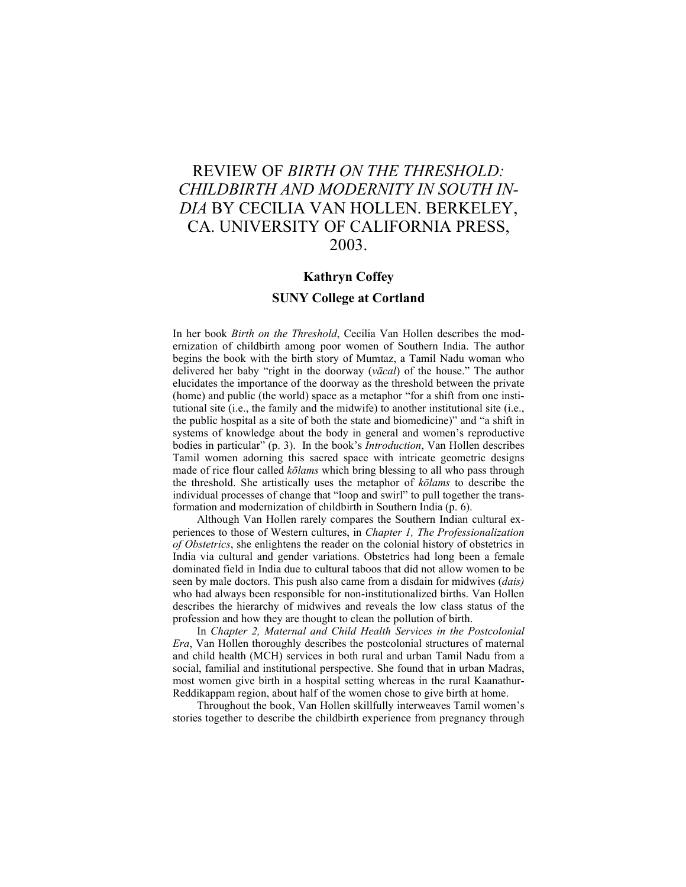# REVIEW OF *BIRTH ON THE THRESHOLD: CHILDBIRTH AND MODERNITY IN SOUTH INDIA* BY CECILIA VAN HOLLEN. BERKELEY, CA. UNIVERSITY OF CALIFORNIA PRESS, 2003.

**Kathryn Coffey**

**SUNY College at Cortland**

In her book *Birth on the Threshold*, Cecilia Van Hollen describes the modernization of childbirth among poor women of Southern India. The author begins the book with the birth story of Mumtaz, a Tamil Nadu woman who delivered her baby "right in the doorway (*vācal*) of the house." The author elucidates the importance of the doorway as the threshold between the private (home) and public (the world) space as a metaphor "for a shift from one institutional site (i.e., the family and the midwife) to another institutional site (i.e., the public hospital as a site of both the state and biomedicine)" and "a shift in systems of knowledge about the body in general and women's reproductive bodies in particular" (p. 3). In the book's *Introduction*, Van Hollen describes Tamil women adorning this sacred space with intricate geometric designs made of rice flour called *kōlams* which bring blessing to all who pass through the threshold. She artistically uses the metaphor of *kōlams* to describe the individual processes of change that "loop and swirl" to pull together the transformation and modernization of childbirth in Southern India (p. 6).

Although Van Hollen rarely compares the Southern Indian cultural experiences to those of Western cultures, in *Chapter 1, The Professionalization of Obstetrics*, she enlightens the reader on the colonial history of obstetrics in India via cultural and gender variations. Obstetrics had long been a female dominated field in India due to cultural taboos that did not allow women to be seen by male doctors. This push also came from a disdain for midwives (*dais)* who had always been responsible for non-institutionalized births. Van Hollen describes the hierarchy of midwives and reveals the low class status of the profession and how they are thought to clean the pollution of birth.

In *Chapter 2, Maternal and Child Health Services in the Postcolonial Era*, Van Hollen thoroughly describes the postcolonial structures of maternal and child health (MCH) services in both rural and urban Tamil Nadu from a social, familial and institutional perspective. She found that in urban Madras, most women give birth in a hospital setting whereas in the rural Kaanathur-Reddikappam region, about half of the women chose to give birth at home.

Throughout the book, Van Hollen skillfully interweaves Tamil women's stories together to describe the childbirth experience from pregnancy through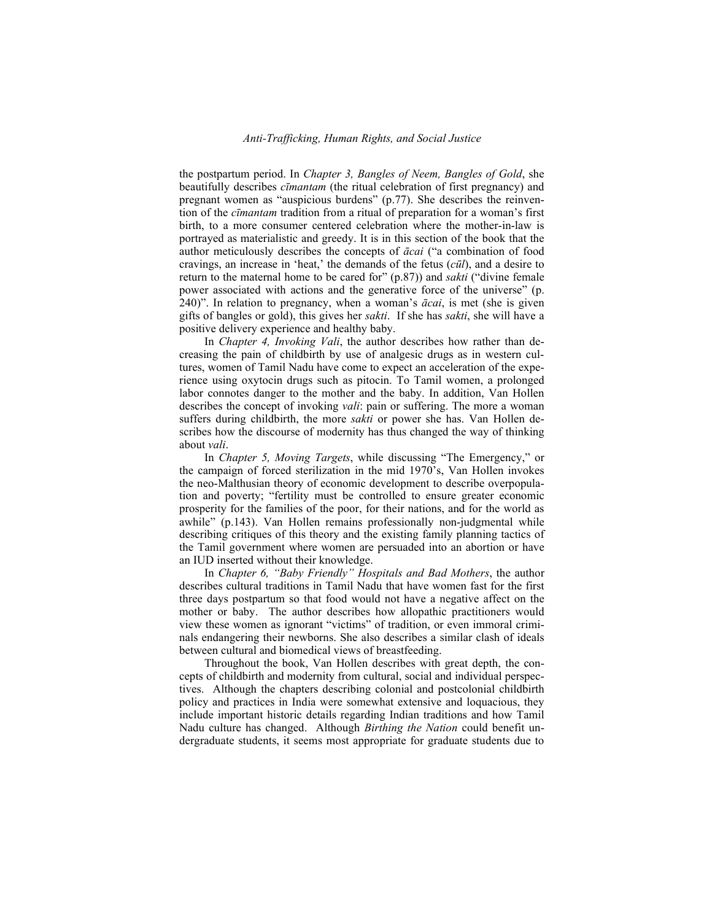the postpartum period. In *Chapter 3, Bangles of Neem, Bangles of Gold*, she beautifully describes *cīmantam* (the ritual celebration of first pregnancy) and pregnant women as "auspicious burdens" (p.77). She describes the reinvention of the *cīmantam* tradition from a ritual of preparation for a woman's first birth, to a more consumer centered celebration where the mother-in-law is portrayed as materialistic and greedy. It is in this section of the book that the author meticulously describes the concepts of *ācai* ("a combination of food cravings, an increase in 'heat,' the demands of the fetus (*cūl*), and a desire to return to the maternal home to be cared for" (p.87)) and *sakti* ("divine female power associated with actions and the generative force of the universe" (p. 240)". In relation to pregnancy, when a woman's *ācai*, is met (she is given gifts of bangles or gold), this gives her *sakti*. If she has *sakti*, she will have a positive delivery experience and healthy baby.

In *Chapter 4, Invoking Vali*, the author describes how rather than decreasing the pain of childbirth by use of analgesic drugs as in western cultures, women of Tamil Nadu have come to expect an acceleration of the experience using oxytocin drugs such as pitocin. To Tamil women, a prolonged labor connotes danger to the mother and the baby. In addition, Van Hollen describes the concept of invoking *vali*: pain or suffering. The more a woman suffers during childbirth, the more *sakti* or power she has. Van Hollen describes how the discourse of modernity has thus changed the way of thinking about *vali*.

In *Chapter 5, Moving Targets*, while discussing "The Emergency," or the campaign of forced sterilization in the mid 1970's, Van Hollen invokes the neo-Malthusian theory of economic development to describe overpopulation and poverty; "fertility must be controlled to ensure greater economic prosperity for the families of the poor, for their nations, and for the world as awhile" (p.143). Van Hollen remains professionally non-judgmental while describing critiques of this theory and the existing family planning tactics of the Tamil government where women are persuaded into an abortion or have an IUD inserted without their knowledge.

In *Chapter 6, "Baby Friendly" Hospitals and Bad Mothers*, the author describes cultural traditions in Tamil Nadu that have women fast for the first three days postpartum so that food would not have a negative affect on the mother or baby. The author describes how allopathic practitioners would view these women as ignorant "victims" of tradition, or even immoral criminals endangering their newborns. She also describes a similar clash of ideals between cultural and biomedical views of breastfeeding.

Throughout the book, Van Hollen describes with great depth, the concepts of childbirth and modernity from cultural, social and individual perspectives. Although the chapters describing colonial and postcolonial childbirth policy and practices in India were somewhat extensive and loquacious, they include important historic details regarding Indian traditions and how Tamil Nadu culture has changed. Although *Birthing the Nation* could benefit undergraduate students, it seems most appropriate for graduate students due to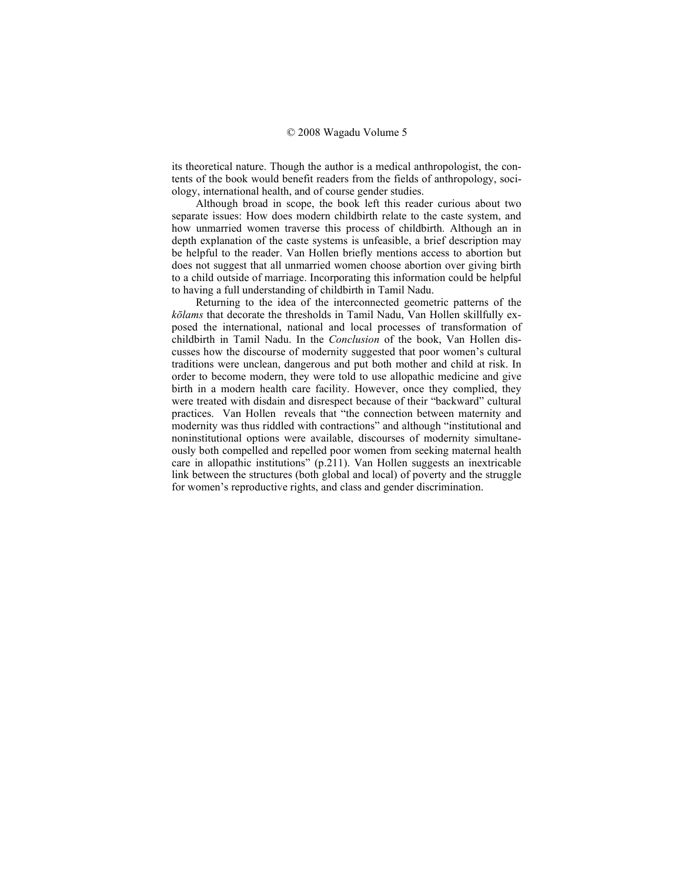its theoretical nature. Though the author is a medical anthropologist, the contents of the book would benefit readers from the fields of anthropology, sociology, international health, and of course gender studies.

Although broad in scope, the book left this reader curious about two separate issues: How does modern childbirth relate to the caste system, and how unmarried women traverse this process of childbirth. Although an in depth explanation of the caste systems is unfeasible, a brief description may be helpful to the reader. Van Hollen briefly mentions access to abortion but does not suggest that all unmarried women choose abortion over giving birth to a child outside of marriage. Incorporating this information could be helpful to having a full understanding of childbirth in Tamil Nadu.

Returning to the idea of the interconnected geometric patterns of the *kōlams* that decorate the thresholds in Tamil Nadu, Van Hollen skillfully exposed the international, national and local processes of transformation of childbirth in Tamil Nadu. In the *Conclusion* of the book, Van Hollen discusses how the discourse of modernity suggested that poor women's cultural traditions were unclean, dangerous and put both mother and child at risk. In order to become modern, they were told to use allopathic medicine and give birth in a modern health care facility. However, once they complied, they were treated with disdain and disrespect because of their "backward" cultural practices. Van Hollen reveals that "the connection between maternity and modernity was thus riddled with contractions" and although "institutional and noninstitutional options were available, discourses of modernity simultaneously both compelled and repelled poor women from seeking maternal health care in allopathic institutions" (p.211). Van Hollen suggests an inextricable link between the structures (both global and local) of poverty and the struggle for women's reproductive rights, and class and gender discrimination.